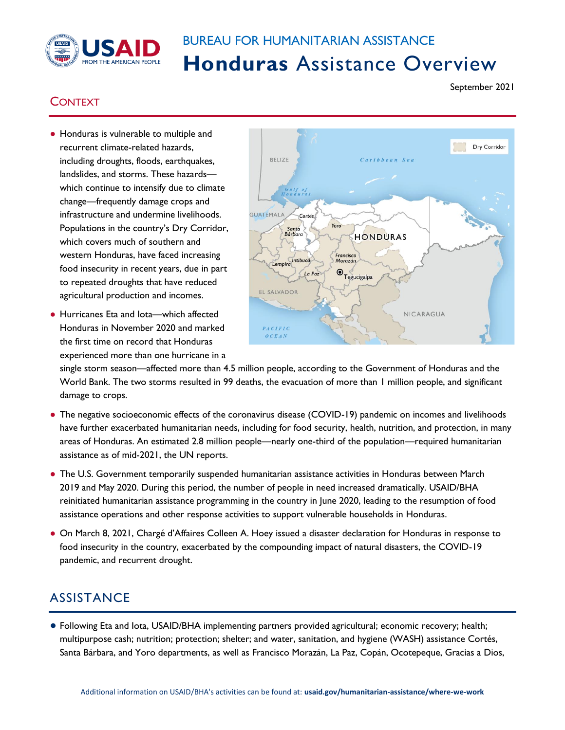BUREAU FOR HUMANITARIAN ASSISTANCE

# Honduras Assistance Overview

September 2021

## CONTEXT

- Honduras is vulnerable to multiple and recurrent climate-related hazards, including droughts, floods, earthquakes, landslides, and storms. These hazards—which continue to intensify due to climate change—frequently damage crops and infrastructure and undermine livelihoods. Populations in the country's Dry Corridor, which covers much of southern and western Honduras, have faced increasing food insecurity in recent years, due in part to repeated droughts that have reduced agricultural production and incomes.
- Hurricanes Eta and Iota—which affected Honduras in November 2020 and marked the first time on record that Honduras experienced more than one hurricane in a single storm season—affected more than 4.5 million people, according to the Government of Honduras and the World Bank. The two storms resulted in 99 deaths, the evacuation of more than 1 million people, and significant damage to crops.
- The negative socioeconomic effects of the coronavirus disease (COVID-19) pandemic on incomes and livelihoods have further exacerbated humanitarian needs, including for food security, health, nutrition, and protection, in many areas of Honduras. An estimated 2.8 million people—nearly one-third of the population—required humanitarian assistance as of mid-2021, the UN reports.
- The U.S. Government temporarily suspended humanitarian assistance activities in Honduras between March 2019 and May 2020. During this period, the number of people in need increased dramatically. USAID/BHA reinitiated humanitarian assistance programming in the country in June 2020, leading to the resumption of food assistance operations and other response activities to support vulnerable households in Honduras.
- On March 8, 2021, Chargé d'Affaires Colleen A. Hoey issued a disaster declaration for Honduras in response to food insecurity in the country, exacerbated by the compounding impact of natural disasters, the COVID-19 pandemic, and recurrent drought.

## ASSISTANCE

- Following Eta and Iota, USAID/BHA implementing partners provided agricultural; economic recovery; health; multipurpose cash; nutrition; protection; shelter; and water, sanitation, and hygiene (WASH) assistance Cortés, Santa Bárbara, and Yoro departments, as well as Francisco Morazán, La Paz, Copán, Ocotepeque, Gracias a Dios,

Additional information on USAID/BHA's activities can be found at: **usaid.gov/humanitarian-assistance/where-we-work**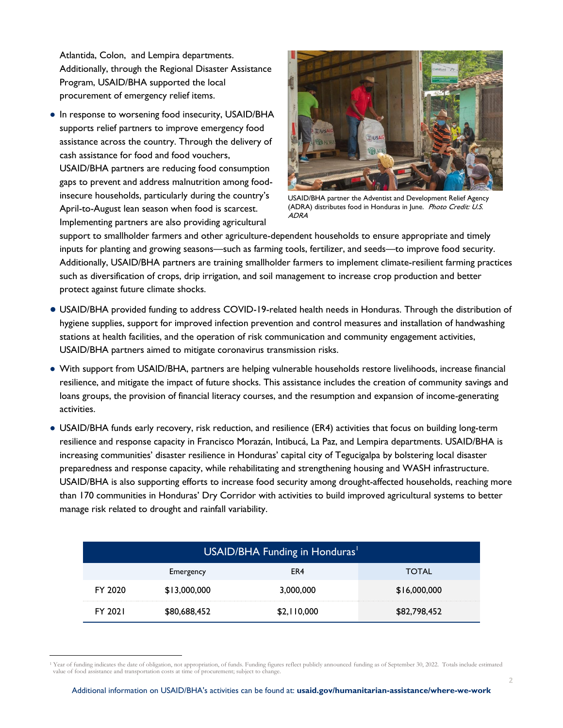Atlantida, Colon, and Lempira departments. Additionally, through the Regional Disaster Assistance Program, USAID/BHA supported the local procurement of emergency relief items.

- In response to worsening food insecurity, USAID/BHA supports relief partners to improve emergency food assistance across the country. Through the delivery of cash assistance for food and food vouchers, USAID/BHA partners are reducing food consumption gaps to prevent and address malnutrition among food-insecure households, particularly during the country's April-to-August lean season when food is scarcest. Implementing partners are also providing agricultural support to smallholder farmers and other agriculture-dependent households to ensure appropriate and timely inputs for planting and growing seasons—such as farming tools, fertilizer, and seeds—to improve food security. Additionally, USAID/BHA partners are training smallholder farmers to implement climate-resilient farming practices such as diversification of crops, drip irrigation, and soil management to increase crop production and better protect against future climate shocks.

USAID/BHA partner the Adventist and Development Relief Agency (ADRA) distributes food in Honduras in June. *Photo Credit: U.S. ADRA*

- USAID/BHA provided funding to address COVID-19-related health needs in Honduras. Through the distribution of hygiene supplies, support for improved infection prevention and control measures and installation of handwashing stations at health facilities, and the operation of risk communication and community engagement activities, USAID/BHA partners aimed to mitigate coronavirus transmission risks.
- With support from USAID/BHA, partners are helping vulnerable households restore livelihoods, increase financial resilience, and mitigate the impact of future shocks. This assistance includes the creation of community savings and loans groups, the provision of financial literacy courses, and the resumption and expansion of income-generating activities.
- USAID/BHA funds early recovery, risk reduction, and resilience (ER4) activities that focus on building long-term resilience and response capacity in Francisco Morazán, Intibucá, La Paz, and Lempira departments. USAID/BHA is increasing communities' disaster resilience in Honduras' capital city of Tegucigalpa by bolstering local disaster preparedness and response capacity, while rehabilitating and strengthening housing and WASH infrastructure. USAID/BHA is also supporting efforts to increase food security among drought-affected households, reaching more than 170 communities in Honduras' Dry Corridor with activities to build improved agricultural systems to better manage risk related to drought and rainfall variability.

**USAID/BHA Funding in Honduras[1]**

| | Emergency | ER4 | TOTAL |
|---|---|---|---|
| FY 2020 | $13,000,000 | 3,000,000 | $16,000,000 |
| FY 2021 | $80,688,452 | $2,110,000 | $82,798,452 |

[1] Year of funding indicates the date of obligation, not appropriation, of funds. Funding figures reflect publicly announced funding as of September 30, 2022. Totals include estimated value of food assistance and transportation costs at time of procurement; subject to change.

Additional information on USAID/BHA's activities can be found at: **usaid.gov/humanitarian-assistance/where-we-work**